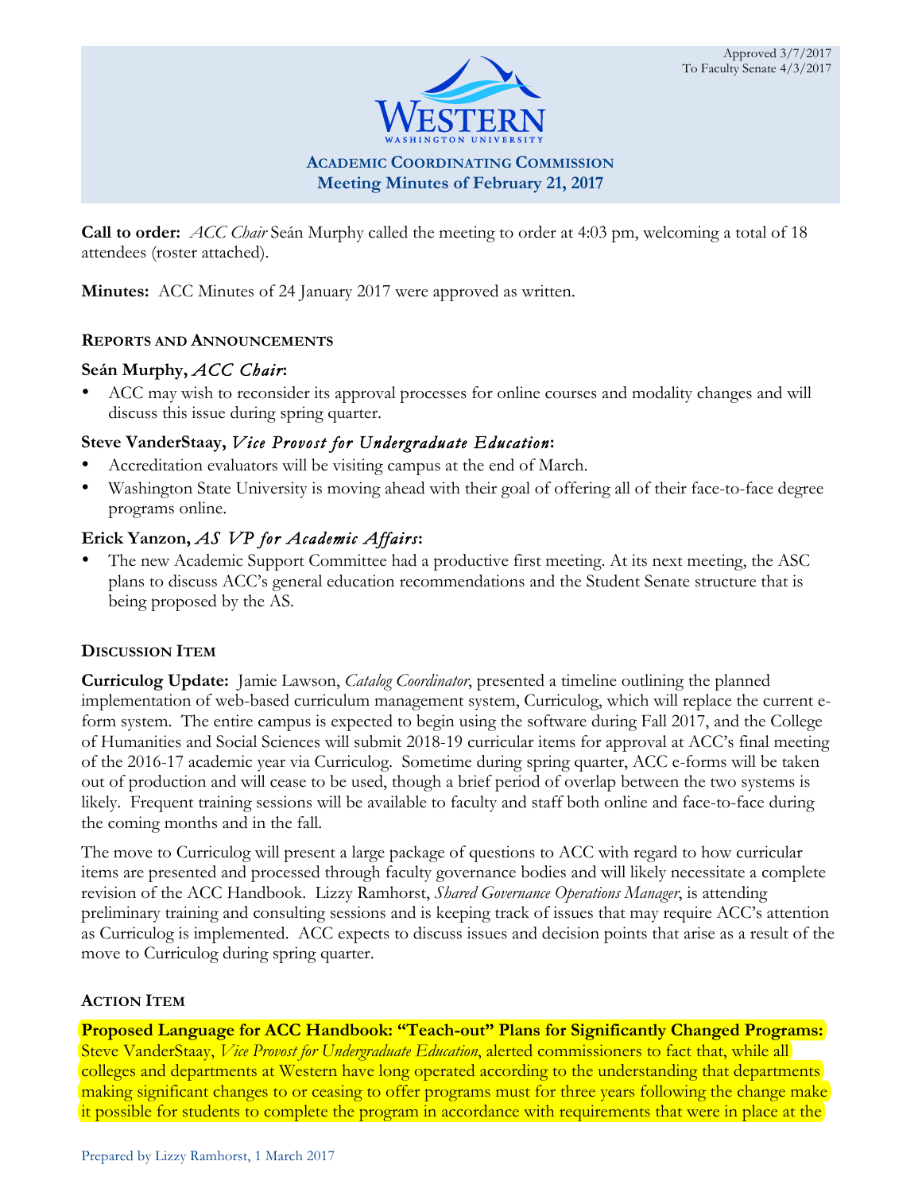Approved 3/7/2017
To Faculty Senate 4/3/2017

WESTERN WASHINGTON UNIVERSITY

# Academic Coordinating Commission
## Meeting Minutes of February 21, 2017

**Call to order:** *ACC Chair* Seán Murphy called the meeting to order at 4:03 pm, welcoming a total of 18 attendees (roster attached).

**Minutes:** ACC Minutes of 24 January 2017 were approved as written.

### Reports and Announcements

**Seán Murphy, *ACC Chair*:**

- ACC may wish to reconsider its approval processes for online courses and modality changes and will discuss this issue during spring quarter.

**Steve VanderStaay, *Vice Provost for Undergraduate Education*:**

- Accreditation evaluators will be visiting campus at the end of March.
- Washington State University is moving ahead with their goal of offering all of their face-to-face degree programs online.

**Erick Yanzon, *AS VP for Academic Affairs*:**

- The new Academic Support Committee had a productive first meeting. At its next meeting, the ASC plans to discuss ACC's general education recommendations and the Student Senate structure that is being proposed by the AS.

### Discussion Item

**Curriculog Update:** Jamie Lawson, *Catalog Coordinator*, presented a timeline outlining the planned implementation of web-based curriculum management system, Curriculog, which will replace the current e-form system. The entire campus is expected to begin using the software during Fall 2017, and the College of Humanities and Social Sciences will submit 2018-19 curricular items for approval at ACC's final meeting of the 2016-17 academic year via Curriculog. Sometime during spring quarter, ACC e-forms will be taken out of production and will cease to be used, though a brief period of overlap between the two systems is likely. Frequent training sessions will be available to faculty and staff both online and face-to-face during the coming months and in the fall.

The move to Curriculog will present a large package of questions to ACC with regard to how curricular items are presented and processed through faculty governance bodies and will likely necessitate a complete revision of the ACC Handbook. Lizzy Ramhorst, *Shared Governance Operations Manager*, is attending preliminary training and consulting sessions and is keeping track of issues that may require ACC's attention as Curriculog is implemented. ACC expects to discuss issues and decision points that arise as a result of the move to Curriculog during spring quarter.

### Action Item

**Proposed Language for ACC Handbook: "Teach-out" Plans for Significantly Changed Programs:** Steve VanderStaay, *Vice Provost for Undergraduate Education*, alerted commissioners to fact that, while all colleges and departments at Western have long operated according to the understanding that departments making significant changes to or ceasing to offer programs must for three years following the change make it possible for students to complete the program in accordance with requirements that were in place at the

Prepared by Lizzy Ramhorst, 1 March 2017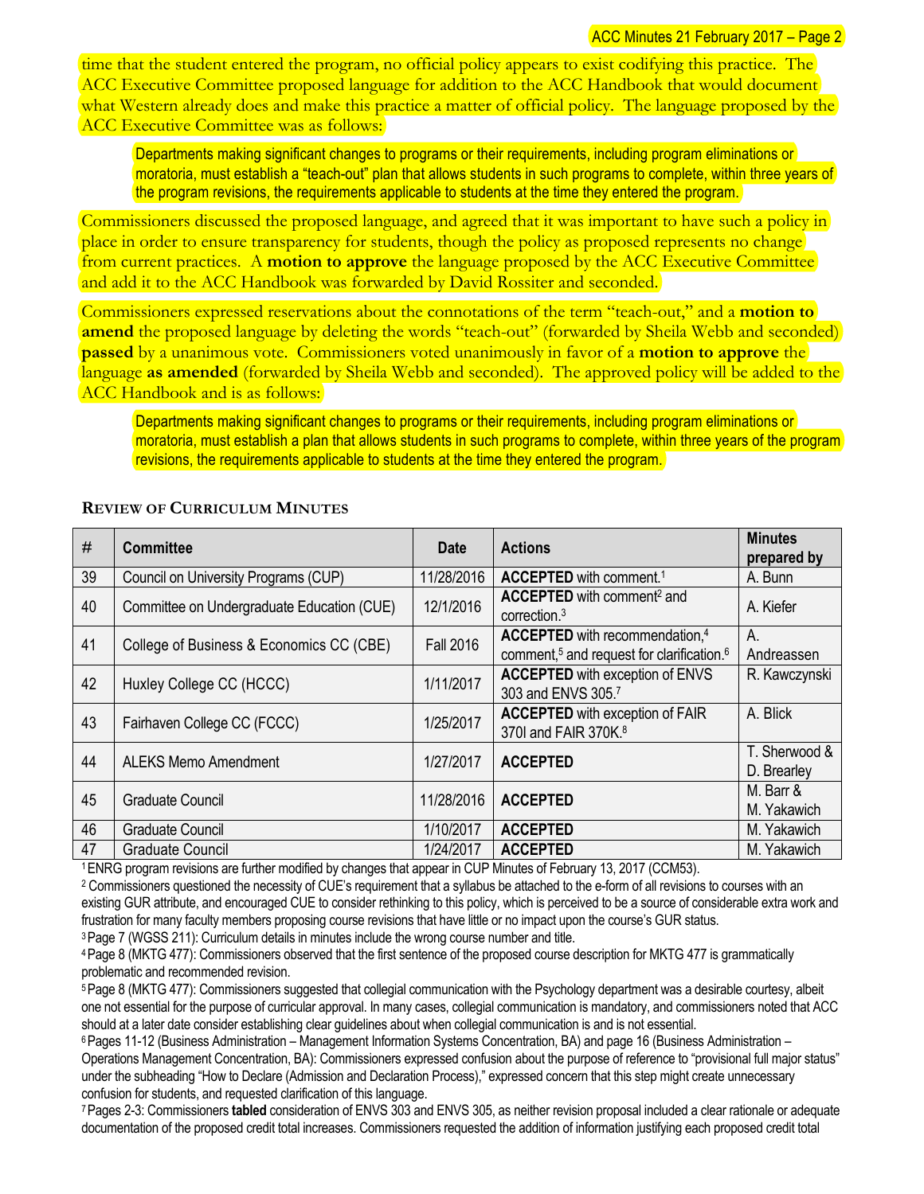time that the student entered the program, no official policy appears to exist codifying this practice. The ACC Executive Committee proposed language for addition to the ACC Handbook that would document what Western already does and make this practice a matter of official policy. The language proposed by the ACC Executive Committee was as follows:

> Departments making significant changes to programs or their requirements, including program eliminations or moratoria, must establish a "teach-out" plan that allows students in such programs to complete, within three years of the program revisions, the requirements applicable to students at the time they entered the program.

Commissioners discussed the proposed language, and agreed that it was important to have such a policy in place in order to ensure transparency for students, though the policy as proposed represents no change from current practices. A **motion to approve** the language proposed by the ACC Executive Committee and add it to the ACC Handbook was forwarded by David Rossiter and seconded.

Commissioners expressed reservations about the connotations of the term "teach-out," and a **motion to amend** the proposed language by deleting the words "teach-out" (forwarded by Sheila Webb and seconded) **passed** by a unanimous vote. Commissioners voted unanimously in favor of a **motion to approve** the language **as amended** (forwarded by Sheila Webb and seconded). The approved policy will be added to the ACC Handbook and is as follows:

> Departments making significant changes to programs or their requirements, including program eliminations or moratoria, must establish a plan that allows students in such programs to complete, within three years of the program revisions, the requirements applicable to students at the time they entered the program.

## Review of Curriculum Minutes

| # | Committee | Date | Actions | Minutes prepared by |
|---|---|---|---|---|
| 39 | Council on University Programs (CUP) | 11/28/2016 | **ACCEPTED** with comment.[1] | A. Bunn |
| 40 | Committee on Undergraduate Education (CUE) | 12/1/2016 | **ACCEPTED** with comment[2] and correction.[3] | A. Kiefer |
| 41 | College of Business & Economics CC (CBE) | Fall 2016 | **ACCEPTED** with recommendation,[4] comment,[5] and request for clarification.[6] | A. Andreassen |
| 42 | Huxley College CC (HCCC) | 1/11/2017 | **ACCEPTED** with exception of ENVS 303 and ENVS 305.[7] | R. Kawczynski |
| 43 | Fairhaven College CC (FCCC) | 1/25/2017 | **ACCEPTED** with exception of FAIR 370I and FAIR 370K.[8] | A. Blick |
| 44 | ALEKS Memo Amendment | 1/27/2017 | **ACCEPTED** | T. Sherwood & D. Brearley |
| 45 | Graduate Council | 11/28/2016 | **ACCEPTED** | M. Barr & M. Yakawich |
| 46 | Graduate Council | 1/10/2017 | **ACCEPTED** | M. Yakawich |
| 47 | Graduate Council | 1/24/2017 | **ACCEPTED** | M. Yakawich |

[1] ENRG program revisions are further modified by changes that appear in CUP Minutes of February 13, 2017 (CCM53).

[2] Commissioners questioned the necessity of CUE's requirement that a syllabus be attached to the e-form of all revisions to courses with an existing GUR attribute, and encouraged CUE to consider rethinking to this policy, which is perceived to be a source of considerable extra work and frustration for many faculty members proposing course revisions that have little or no impact upon the course's GUR status.

[3] Page 7 (WGSS 211): Curriculum details in minutes include the wrong course number and title.

[4] Page 8 (MKTG 477): Commissioners observed that the first sentence of the proposed course description for MKTG 477 is grammatically problematic and recommended revision.

[5] Page 8 (MKTG 477): Commissioners suggested that collegial communication with the Psychology department was a desirable courtesy, albeit one not essential for the purpose of curricular approval. In many cases, collegial communication is mandatory, and commissioners noted that ACC should at a later date consider establishing clear guidelines about when collegial communication is and is not essential.

[6] Pages 11-12 (Business Administration – Management Information Systems Concentration, BA) and page 16 (Business Administration – Operations Management Concentration, BA): Commissioners expressed confusion about the purpose of reference to "provisional full major status" under the subheading "How to Declare (Admission and Declaration Process)," expressed concern that this step might create unnecessary confusion for students, and requested clarification of this language.

[7] Pages 2-3: Commissioners **tabled** consideration of ENVS 303 and ENVS 305, as neither revision proposal included a clear rationale or adequate documentation of the proposed credit total increases. Commissioners requested the addition of information justifying each proposed credit total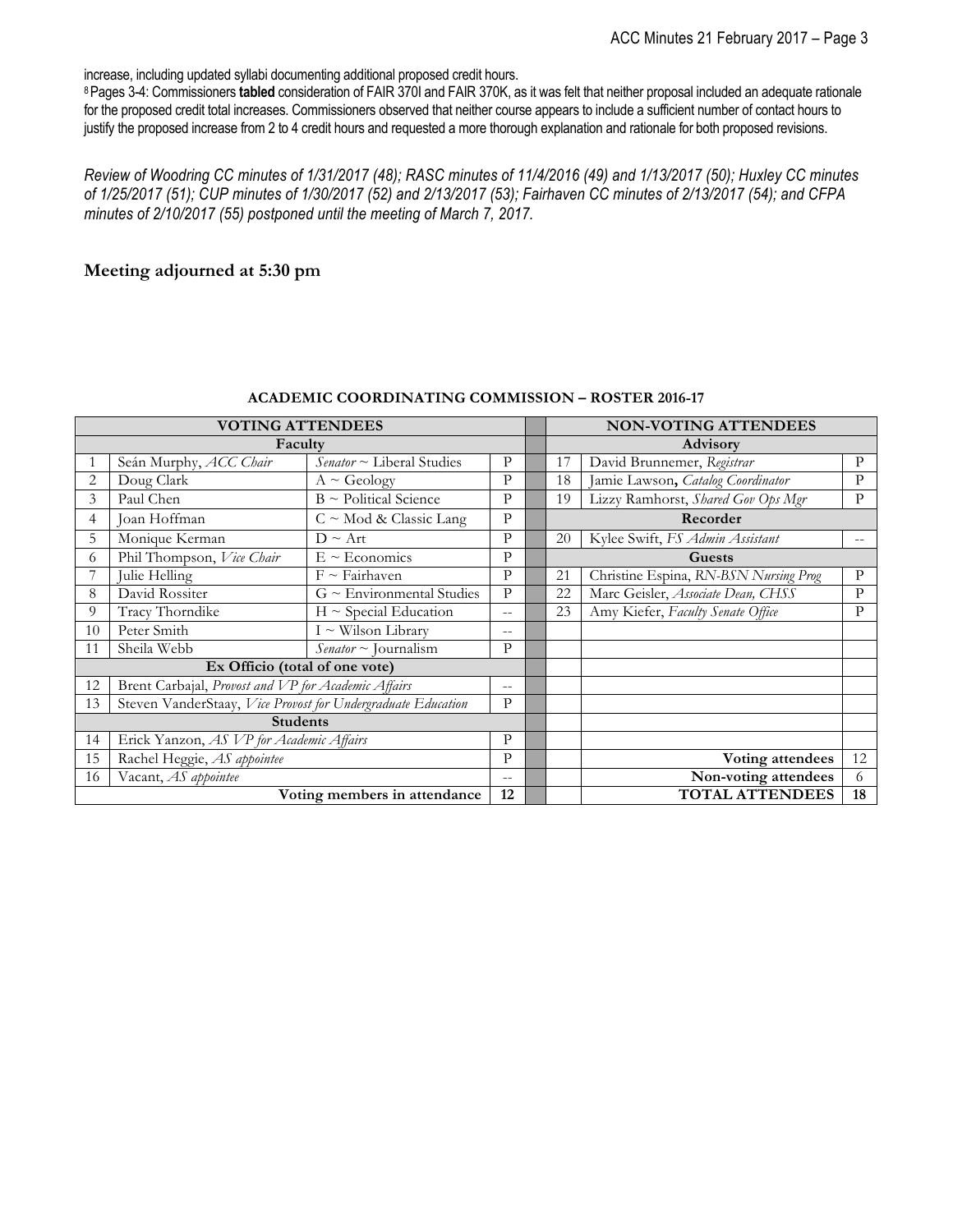increase, including updated syllabi documenting additional proposed credit hours.

[8] Pages 3-4: Commissioners **tabled** consideration of FAIR 370I and FAIR 370K, as it was felt that neither proposal included an adequate rationale for the proposed credit total increases. Commissioners observed that neither course appears to include a sufficient number of contact hours to justify the proposed increase from 2 to 4 credit hours and requested a more thorough explanation and rationale for both proposed revisions.

*Review of Woodring CC minutes of 1/31/2017 (48); RASC minutes of 11/4/2016 (49) and 1/13/2017 (50); Huxley CC minutes of 1/25/2017 (51); CUP minutes of 1/30/2017 (52) and 2/13/2017 (53); Fairhaven CC minutes of 2/13/2017 (54); and CFPA minutes of 2/10/2017 (55) postponed until the meeting of March 7, 2017.*

**Meeting adjourned at 5:30 pm**

**ACADEMIC COORDINATING COMMISSION – ROSTER 2016-17**

| **VOTING ATTENDEES** | | | | | **NON-VOTING ATTENDEES** | |
|---|---|---|---|---|---|---|
| **Faculty** | | | | | **Advisory** | |
| 1 | Seán Murphy, *ACC Chair* | *Senator* ~ Liberal Studies | P | 17 | David Brunnemer, *Registrar* | P |
| 2 | Doug Clark | A ~ Geology | P | 18 | Jamie Lawson, *Catalog Coordinator* | P |
| 3 | Paul Chen | B ~ Political Science | P | 19 | Lizzy Ramhorst, *Shared Gov Ops Mgr* | P |
| 4 | Joan Hoffman | C ~ Mod & Classic Lang | P | | **Recorder** | |
| 5 | Monique Kerman | D ~ Art | P | 20 | Kylee Swift, *FS Admin Assistant* | -- |
| 6 | Phil Thompson, *Vice Chair* | E ~ Economics | P | | **Guests** | |
| 7 | Julie Helling | F ~ Fairhaven | P | 21 | Christine Espina, *RN-BSN Nursing Prog* | P |
| 8 | David Rossiter | G ~ Environmental Studies | P | 22 | Marc Geisler, *Associate Dean, CHSS* | P |
| 9 | Tracy Thorndike | H ~ Special Education | -- | 23 | Amy Kiefer, *Faculty Senate Office* | P |
| 10 | Peter Smith | I ~ Wilson Library | -- | | | |
| 11 | Sheila Webb | *Senator* ~ Journalism | P | | | |
| **Ex Officio (total of one vote)** | | | | | | |
| 12 | Brent Carbajal, *Provost and VP for Academic Affairs* | | -- | | | |
| 13 | Steven VanderStaay, *Vice Provost for Undergraduate Education* | | P | | | |
| **Students** | | | | | | |
| 14 | Erick Yanzon, *AS VP for Academic Affairs* | | P | | | |
| 15 | Rachel Heggie, *AS appointee* | | P | | **Voting attendees** | 12 |
| 16 | Vacant, *AS appointee* | | -- | | **Non-voting attendees** | 6 |
| **Voting members in attendance** | | | **12** | | **TOTAL ATTENDEES** | **18** |